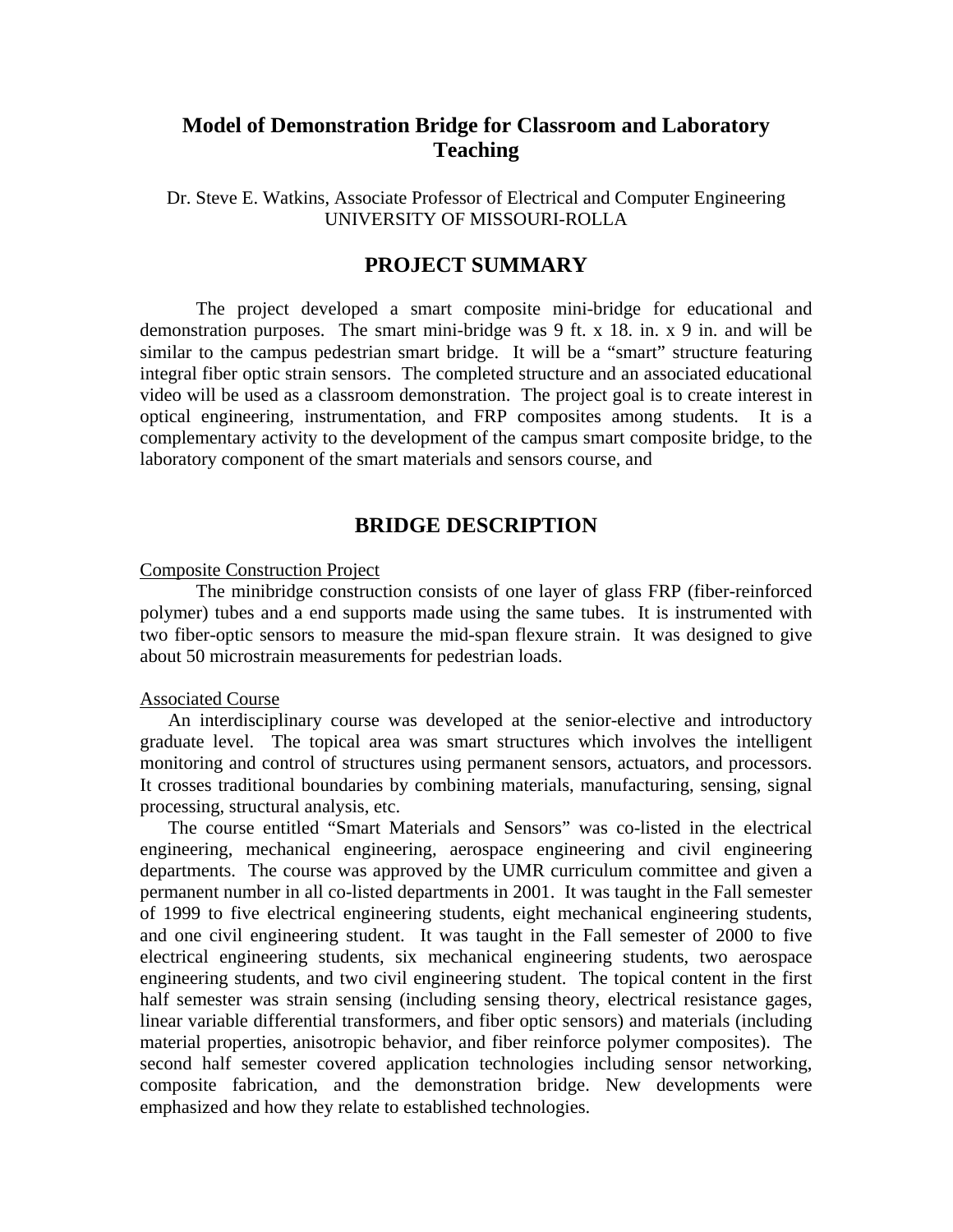# Model of Demonstration Bridge for Classroom and Laboratory Teaching

Dr. Steve E. Watkins, Associate Professor of Electrical and Computer Engineering
UNIVERSITY OF MISSOURI-ROLLA

## PROJECT SUMMARY

The project developed a smart composite mini-bridge for educational and demonstration purposes. The smart mini-bridge was 9 ft. x 18. in. x 9 in. and will be similar to the campus pedestrian smart bridge. It will be a "smart" structure featuring integral fiber optic strain sensors. The completed structure and an associated educational video will be used as a classroom demonstration. The project goal is to create interest in optical engineering, instrumentation, and FRP composites among students. It is a complementary activity to the development of the campus smart composite bridge, to the laboratory component of the smart materials and sensors course, and

## BRIDGE DESCRIPTION

<u>Composite Construction Project</u>

The minibridge construction consists of one layer of glass FRP (fiber-reinforced polymer) tubes and a end supports made using the same tubes. It is instrumented with two fiber-optic sensors to measure the mid-span flexure strain. It was designed to give about 50 microstrain measurements for pedestrian loads.

<u>Associated Course</u>

An interdisciplinary course was developed at the senior-elective and introductory graduate level. The topical area was smart structures which involves the intelligent monitoring and control of structures using permanent sensors, actuators, and processors. It crosses traditional boundaries by combining materials, manufacturing, sensing, signal processing, structural analysis, etc.

The course entitled "Smart Materials and Sensors" was co-listed in the electrical engineering, mechanical engineering, aerospace engineering and civil engineering departments. The course was approved by the UMR curriculum committee and given a permanent number in all co-listed departments in 2001. It was taught in the Fall semester of 1999 to five electrical engineering students, eight mechanical engineering students, and one civil engineering student. It was taught in the Fall semester of 2000 to five electrical engineering students, six mechanical engineering students, two aerospace engineering students, and two civil engineering student. The topical content in the first half semester was strain sensing (including sensing theory, electrical resistance gages, linear variable differential transformers, and fiber optic sensors) and materials (including material properties, anisotropic behavior, and fiber reinforce polymer composites). The second half semester covered application technologies including sensor networking, composite fabrication, and the demonstration bridge. New developments were emphasized and how they relate to established technologies.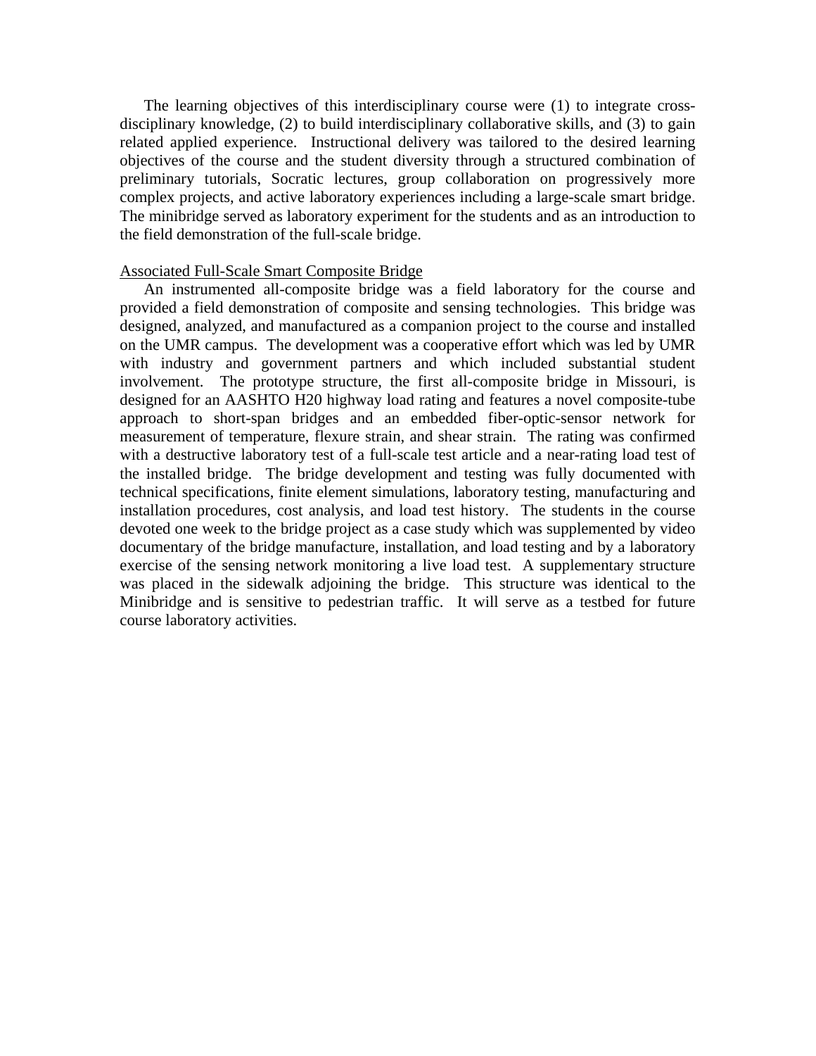The learning objectives of this interdisciplinary course were (1) to integrate cross-disciplinary knowledge, (2) to build interdisciplinary collaborative skills, and (3) to gain related applied experience. Instructional delivery was tailored to the desired learning objectives of the course and the student diversity through a structured combination of preliminary tutorials, Socratic lectures, group collaboration on progressively more complex projects, and active laboratory experiences including a large-scale smart bridge. The minibridge served as laboratory experiment for the students and as an introduction to the field demonstration of the full-scale bridge.

## Associated Full-Scale Smart Composite Bridge

An instrumented all-composite bridge was a field laboratory for the course and provided a field demonstration of composite and sensing technologies. This bridge was designed, analyzed, and manufactured as a companion project to the course and installed on the UMR campus. The development was a cooperative effort which was led by UMR with industry and government partners and which included substantial student involvement. The prototype structure, the first all-composite bridge in Missouri, is designed for an AASHTO H20 highway load rating and features a novel composite-tube approach to short-span bridges and an embedded fiber-optic-sensor network for measurement of temperature, flexure strain, and shear strain. The rating was confirmed with a destructive laboratory test of a full-scale test article and a near-rating load test of the installed bridge. The bridge development and testing was fully documented with technical specifications, finite element simulations, laboratory testing, manufacturing and installation procedures, cost analysis, and load test history. The students in the course devoted one week to the bridge project as a case study which was supplemented by video documentary of the bridge manufacture, installation, and load testing and by a laboratory exercise of the sensing network monitoring a live load test. A supplementary structure was placed in the sidewalk adjoining the bridge. This structure was identical to the Minibridge and is sensitive to pedestrian traffic. It will serve as a testbed for future course laboratory activities.